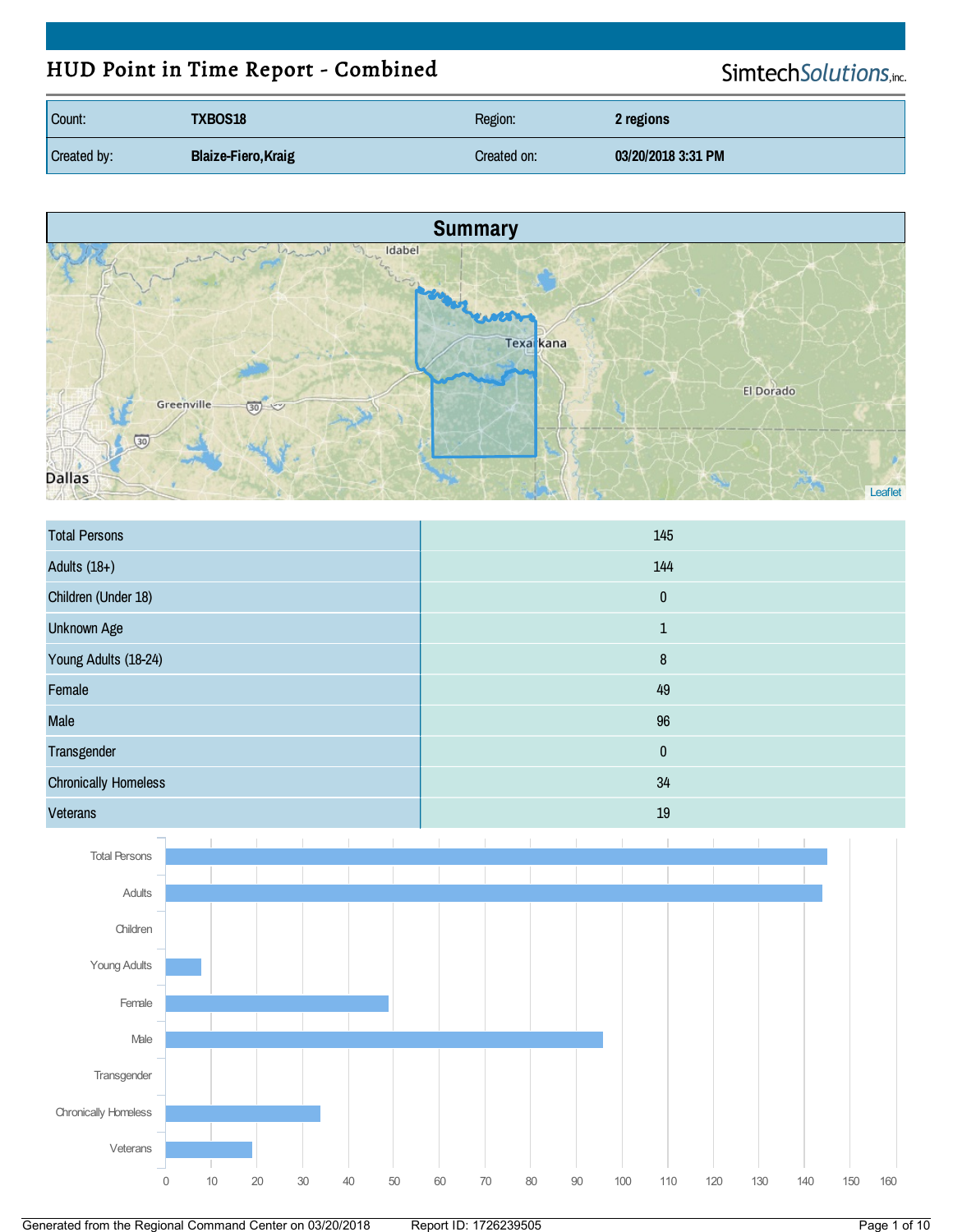# HUD Point in Time Report - Combined

SimtechSolutions, inc.

| Count: | TXBOS18 | Region: | 2 regions |
|---|---|---|---|
| Created by: | Blaize-Fiero,Kraig | Created on: | 03/20/2018 3:31 PM |

## Summary

| | |
|---|---|
| Total Persons | 145 |
| Adults (18+) | 144 |
| Children (Under 18) | 0 |
| Unknown Age | 1 |
| Young Adults (18-24) | 8 |
| Female | 49 |
| Male | 96 |
| Transgender | 0 |
| Chronically Homeless | 34 |
| Veterans | 19 |

Generated from the Regional Command Center on 03/20/2018 Report ID: 1726239505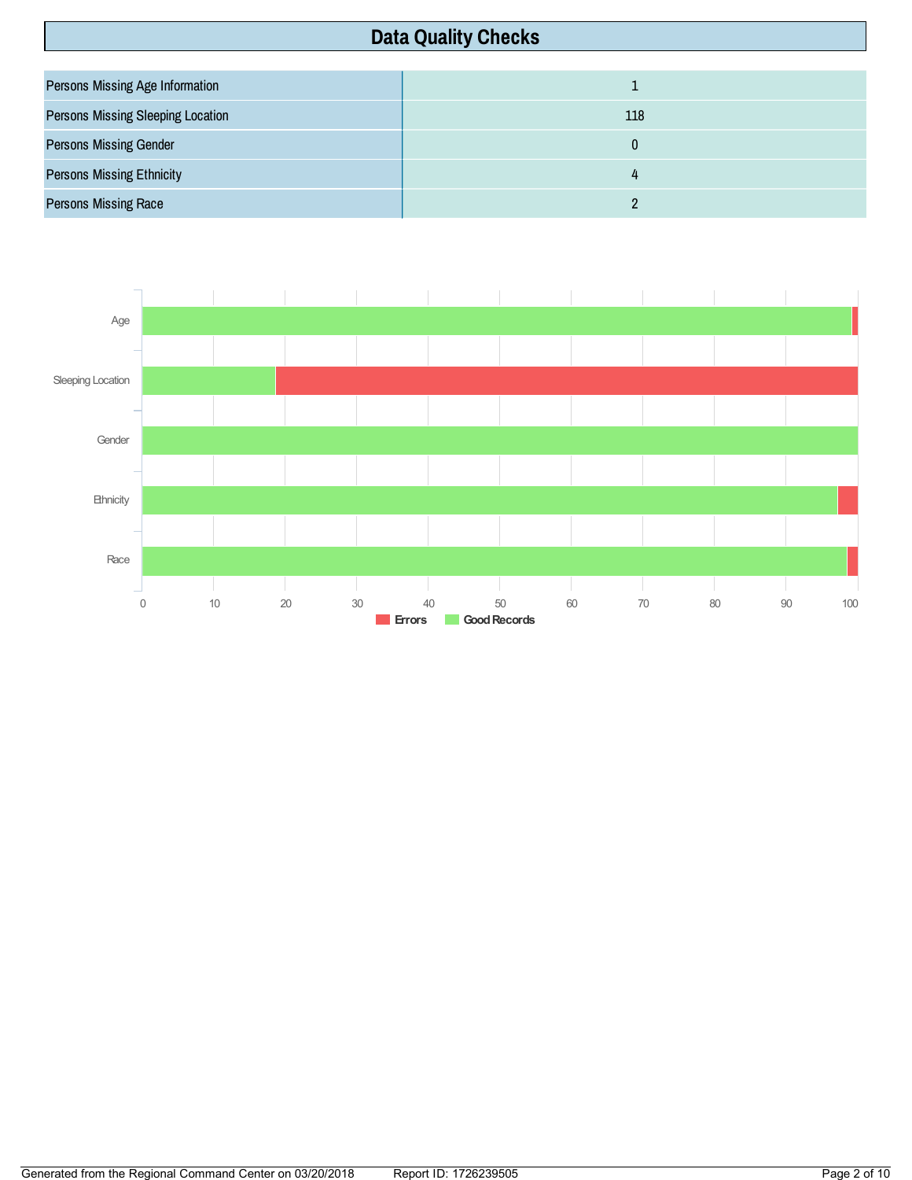# Data Quality Checks

| | |
|---|---|
| Persons Missing Age Information | 1 |
| Persons Missing Sleeping Location | 118 |
| Persons Missing Gender | 0 |
| Persons Missing Ethnicity | 4 |
| Persons Missing Race | 2 |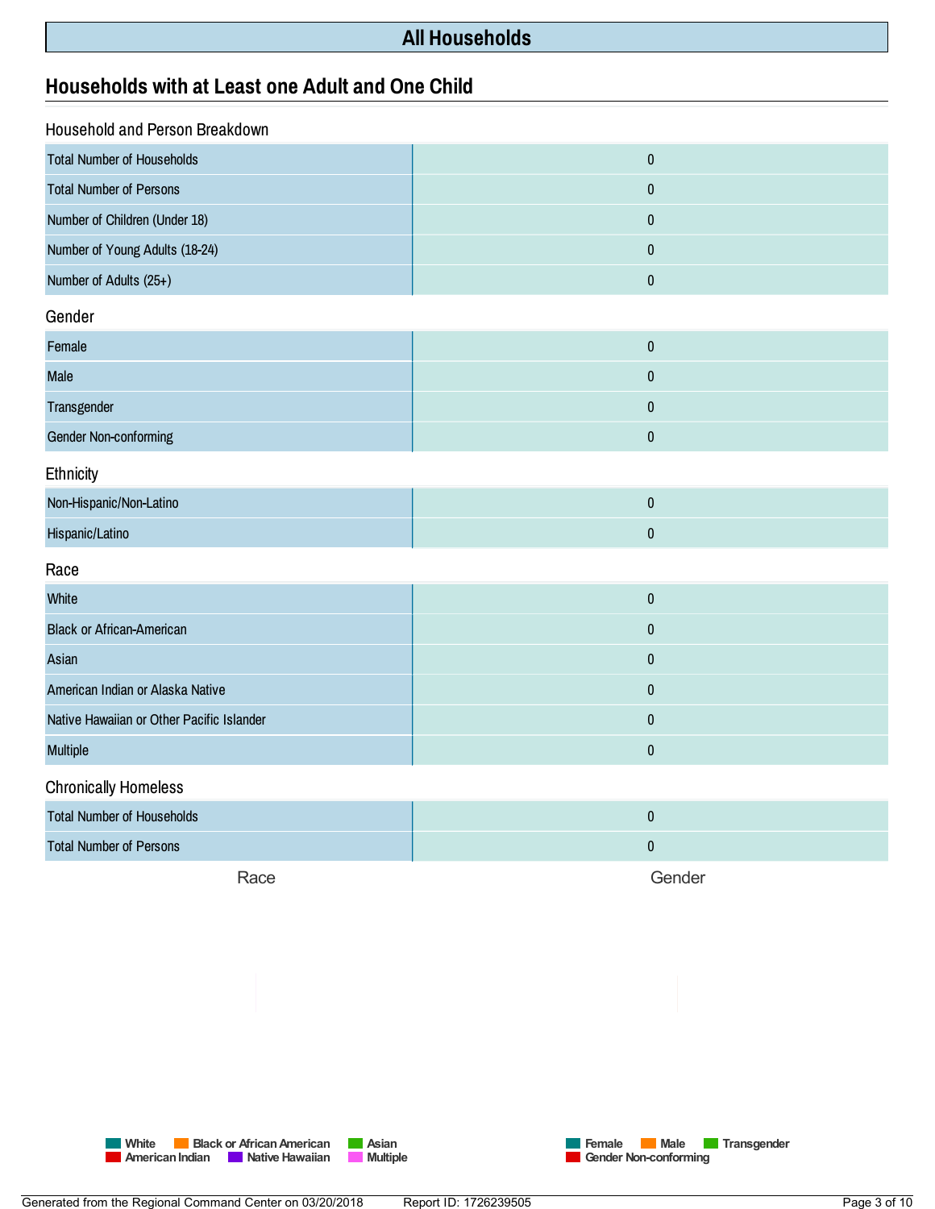# All Households

## Households with at Least one Adult and One Child

### Household and Person Breakdown

| | |
|---|---|
| Total Number of Households | 0 |
| Total Number of Persons | 0 |
| Number of Children (Under 18) | 0 |
| Number of Young Adults (18-24) | 0 |
| Number of Adults (25+) | 0 |

### Gender

| | |
|---|---|
| Female | 0 |
| Male | 0 |
| Transgender | 0 |
| Gender Non-conforming | 0 |

### Ethnicity

| | |
|---|---|
| Non-Hispanic/Non-Latino | 0 |
| Hispanic/Latino | 0 |

### Race

| | |
|---|---|
| White | 0 |
| Black or African-American | 0 |
| Asian | 0 |
| American Indian or Alaska Native | 0 |
| Native Hawaiian or Other Pacific Islander | 0 |
| Multiple | 0 |

### Chronically Homeless

| | |
|---|---|
| Total Number of Households | 0 |
| Total Number of Persons | 0 |

Race

White, Black or African American, Asian, American Indian, Native Hawaiian, Multiple

Gender

Female, Male, Transgender, Gender Non-conforming

Generated from the Regional Command Center on 03/20/2018 Report ID: 1726239505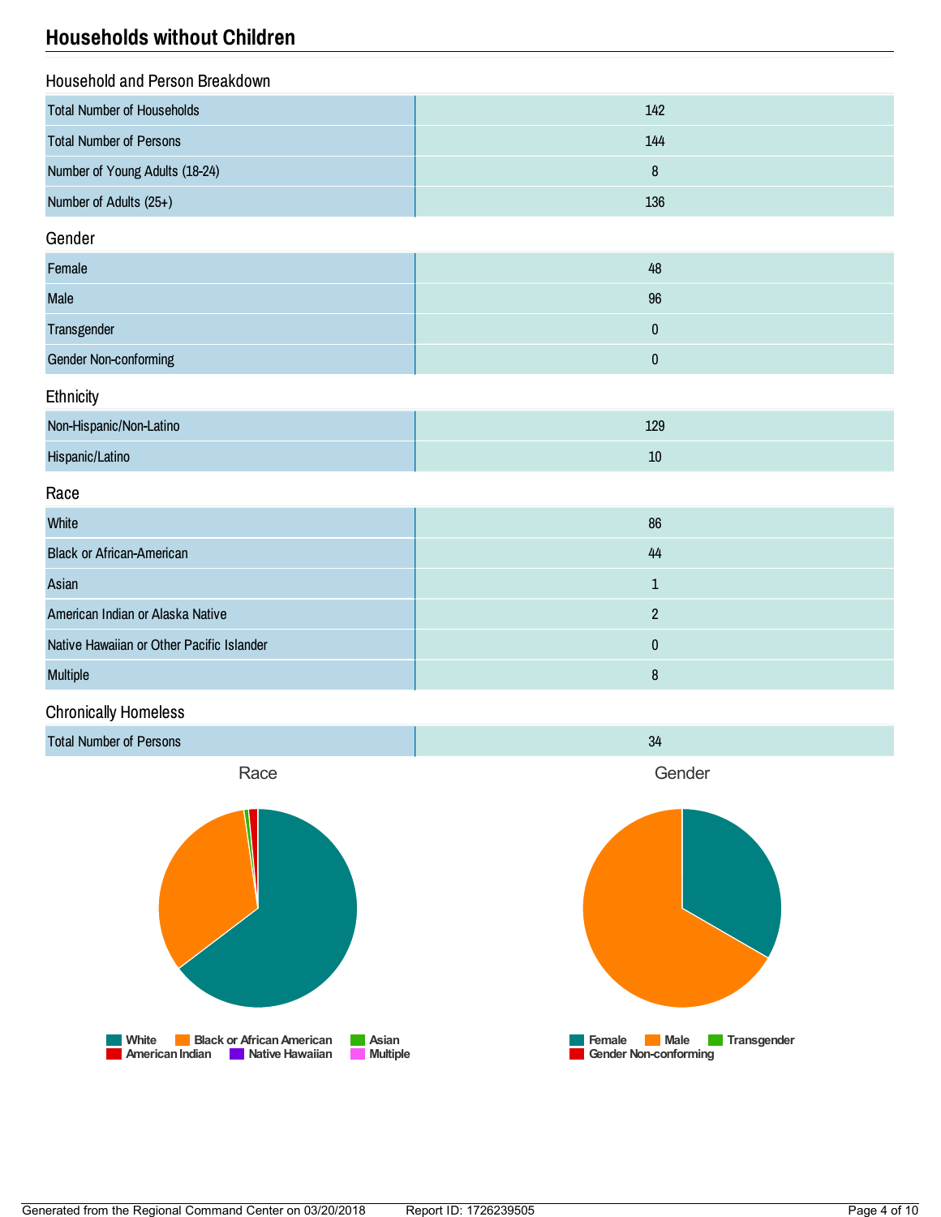## Households without Children

### Household and Person Breakdown

| | |
|---|---|
| Total Number of Households | 142 |
| Total Number of Persons | 144 |
| Number of Young Adults (18-24) | 8 |
| Number of Adults (25+) | 136 |

### Gender

| | |
|---|---|
| Female | 48 |
| Male | 96 |
| Transgender | 0 |
| Gender Non-conforming | 0 |

### Ethnicity

| | |
|---|---|
| Non-Hispanic/Non-Latino | 129 |
| Hispanic/Latino | 10 |

### Race

| | |
|---|---|
| White | 86 |
| Black or African-American | 44 |
| Asian | 1 |
| American Indian or Alaska Native | 2 |
| Native Hawaiian or Other Pacific Islander | 0 |
| Multiple | 8 |

### Chronically Homeless

| | |
|---|---|
| Total Number of Persons | 34 |

Race

White | Black or African American | Asian | American Indian | Native Hawaiian | Multiple

Gender

Female | Male | Transgender | Gender Non-conforming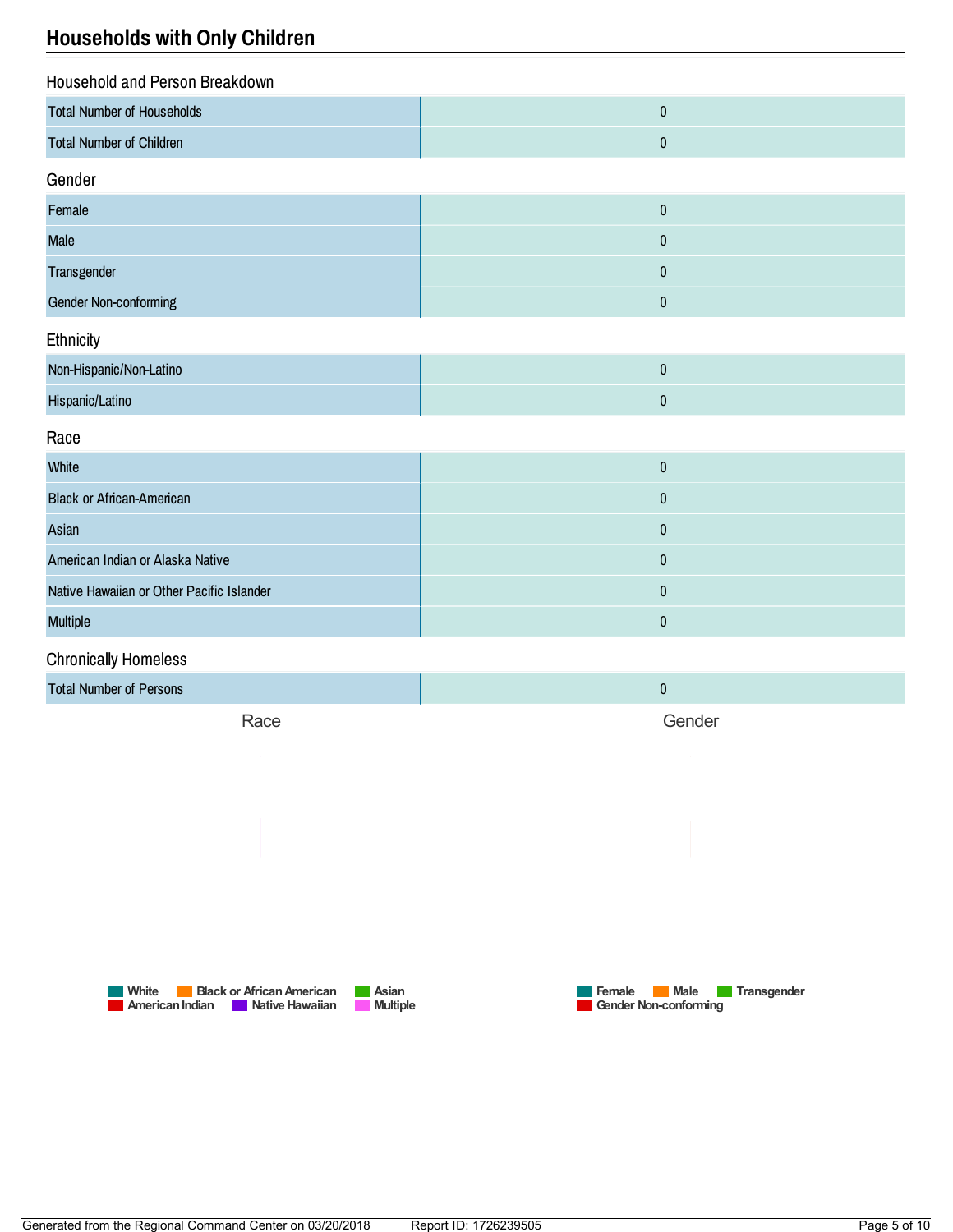## Households with Only Children

### Household and Person Breakdown

| | |
|---|---|
| Total Number of Households | 0 |
| Total Number of Children | 0 |

### Gender

| | |
|---|---|
| Female | 0 |
| Male | 0 |
| Transgender | 0 |
| Gender Non-conforming | 0 |

### Ethnicity

| | |
|---|---|
| Non-Hispanic/Non-Latino | 0 |
| Hispanic/Latino | 0 |

### Race

| | |
|---|---|
| White | 0 |
| Black or African-American | 0 |
| Asian | 0 |
| American Indian or Alaska Native | 0 |
| Native Hawaiian or Other Pacific Islander | 0 |
| Multiple | 0 |

### Chronically Homeless

| | |
|---|---|
| Total Number of Persons | 0 |

Race

White, Black or African American, Asian, American Indian, Native Hawaiian, Multiple

Gender

Female, Male, Transgender, Gender Non-conforming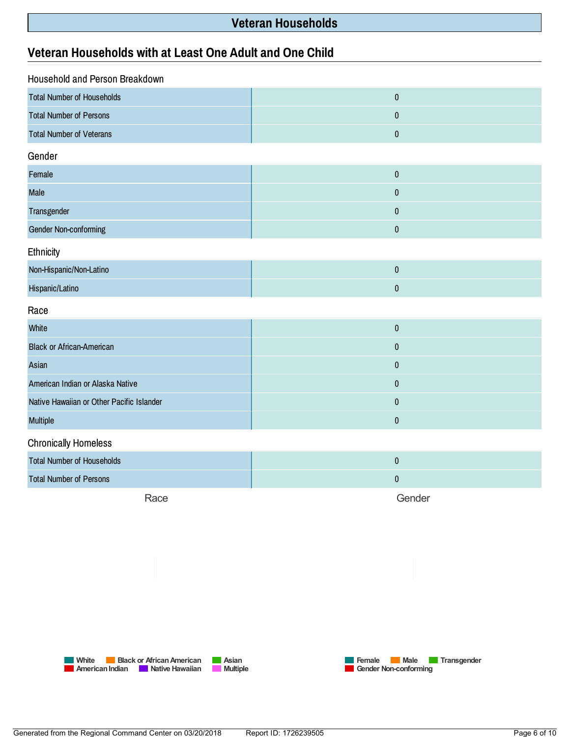# Veteran Households

## Veteran Households with at Least One Adult and One Child

### Household and Person Breakdown

| | |
|---|---|
| Total Number of Households | 0 |
| Total Number of Persons | 0 |
| Total Number of Veterans | 0 |

### Gender

| | |
|---|---|
| Female | 0 |
| Male | 0 |
| Transgender | 0 |
| Gender Non-conforming | 0 |

### Ethnicity

| | |
|---|---|
| Non-Hispanic/Non-Latino | 0 |
| Hispanic/Latino | 0 |

### Race

| | |
|---|---|
| White | 0 |
| Black or African-American | 0 |
| Asian | 0 |
| American Indian or Alaska Native | 0 |
| Native Hawaiian or Other Pacific Islander | 0 |
| Multiple | 0 |

### Chronically Homeless

| | |
|---|---|
| Total Number of Households | 0 |
| Total Number of Persons | 0 |

Race

White, Black or African American, Asian, American Indian, Native Hawaiian, Multiple

Gender

Female, Male, Transgender, Gender Non-conforming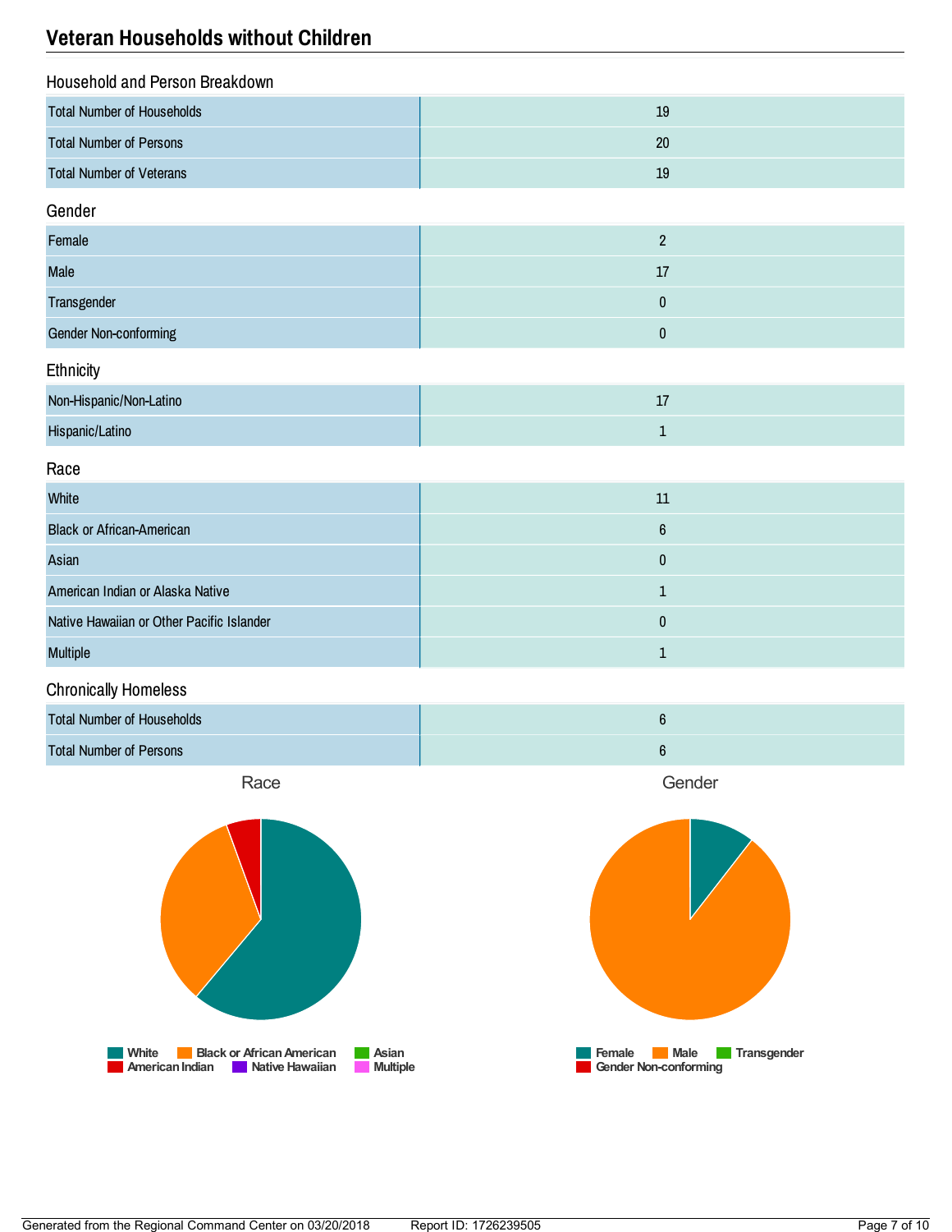## Veteran Households without Children

### Household and Person Breakdown

| | |
|---|---|
| Total Number of Households | 19 |
| Total Number of Persons | 20 |
| Total Number of Veterans | 19 |

### Gender

| | |
|---|---|
| Female | 2 |
| Male | 17 |
| Transgender | 0 |
| Gender Non-conforming | 0 |

### Ethnicity

| | |
|---|---|
| Non-Hispanic/Non-Latino | 17 |
| Hispanic/Latino | 1 |

### Race

| | |
|---|---|
| White | 11 |
| Black or African-American | 6 |
| Asian | 0 |
| American Indian or Alaska Native | 1 |
| Native Hawaiian or Other Pacific Islander | 0 |
| Multiple | 1 |

### Chronically Homeless

| | |
|---|---|
| Total Number of Households | 6 |
| Total Number of Persons | 6 |

Race

White, Black or African American, Asian, American Indian, Native Hawaiian, Multiple

Gender

Female, Male, Transgender, Gender Non-conforming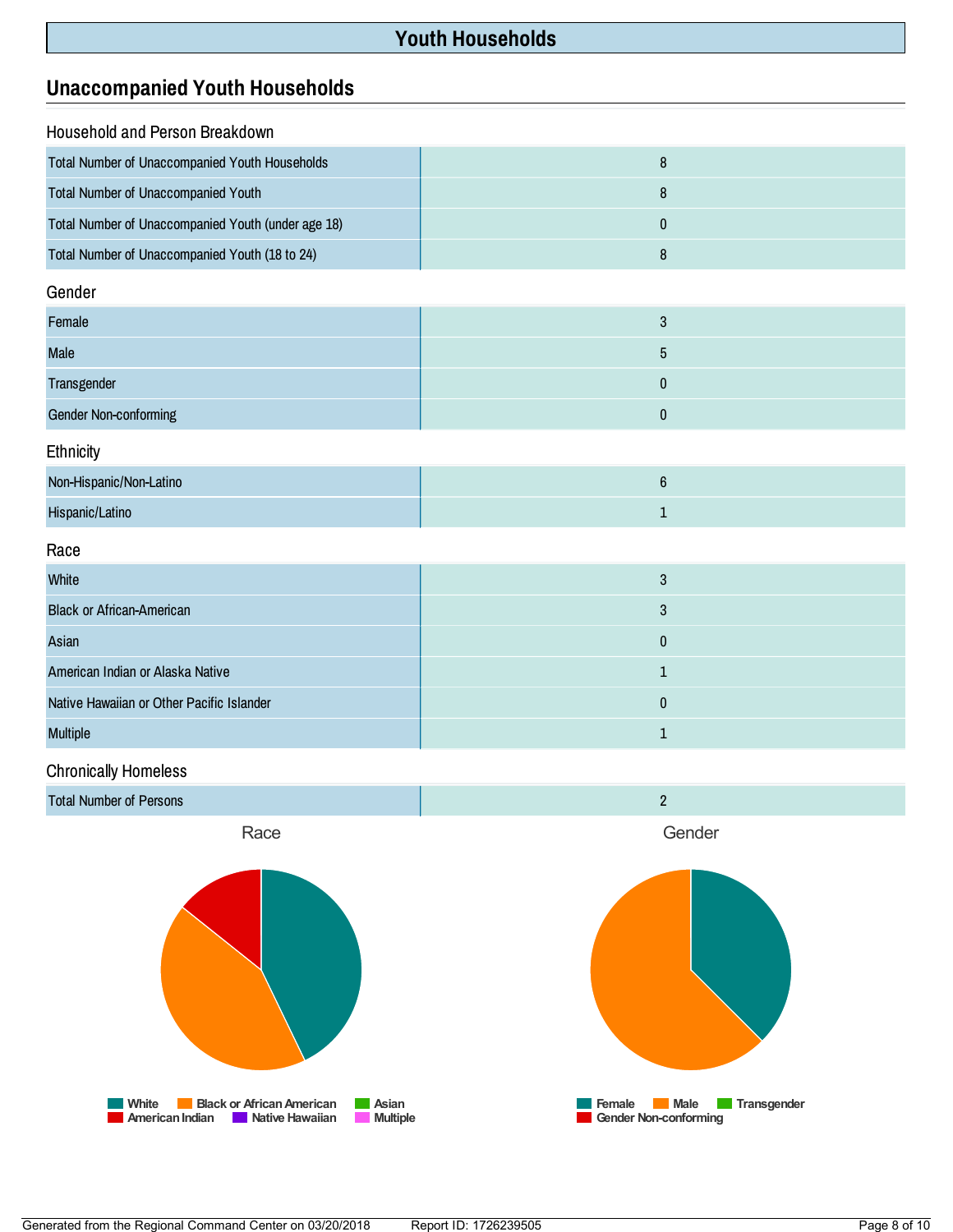# Youth Households

## Unaccompanied Youth Households

### Household and Person Breakdown

| | |
|---|---|
| Total Number of Unaccompanied Youth Households | 8 |
| Total Number of Unaccompanied Youth | 8 |
| Total Number of Unaccompanied Youth (under age 18) | 0 |
| Total Number of Unaccompanied Youth (18 to 24) | 8 |

### Gender

| | |
|---|---|
| Female | 3 |
| Male | 5 |
| Transgender | 0 |
| Gender Non-conforming | 0 |

### Ethnicity

| | |
|---|---|
| Non-Hispanic/Non-Latino | 6 |
| Hispanic/Latino | 1 |

### Race

| | |
|---|---|
| White | 3 |
| Black or African-American | 3 |
| Asian | 0 |
| American Indian or Alaska Native | 1 |
| Native Hawaiian or Other Pacific Islander | 0 |
| Multiple | 1 |

### Chronically Homeless

| | |
|---|---|
| Total Number of Persons | 2 |

Race

White | Black or African American | Asian | American Indian | Native Hawaiian | Multiple

Gender

Female | Male | Transgender | Gender Non-conforming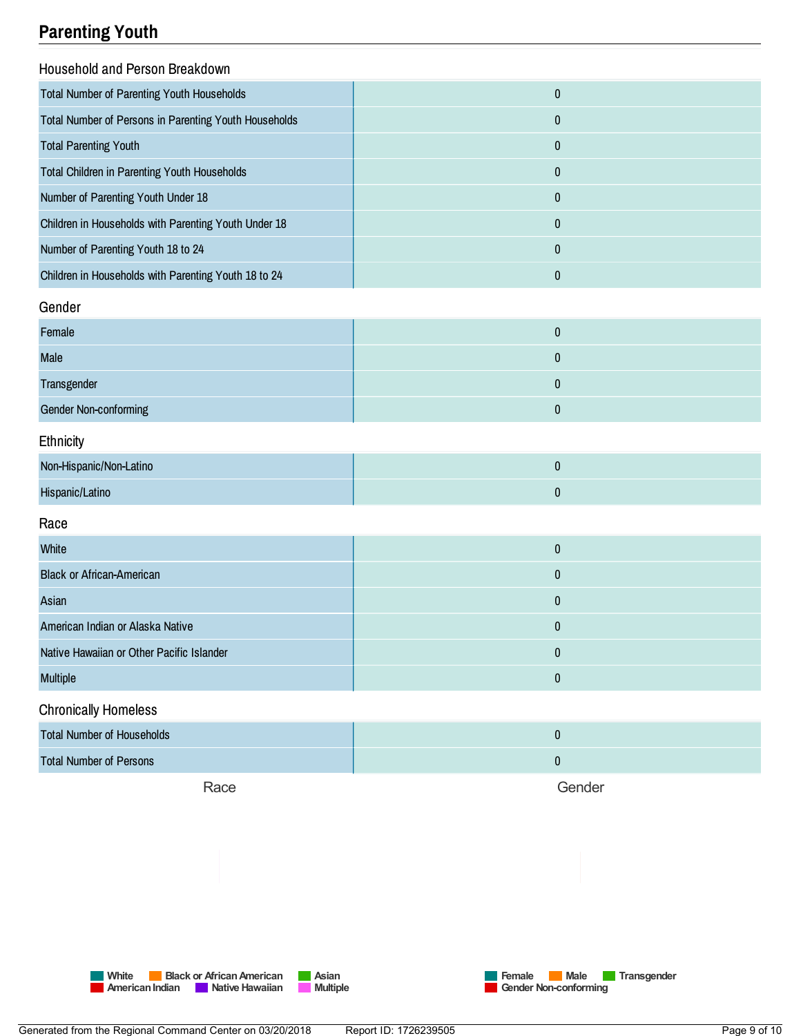# Parenting Youth

## Household and Person Breakdown

| | |
|---|---|
| Total Number of Parenting Youth Households | 0 |
| Total Number of Persons in Parenting Youth Households | 0 |
| Total Parenting Youth | 0 |
| Total Children in Parenting Youth Households | 0 |
| Number of Parenting Youth Under 18 | 0 |
| Children in Households with Parenting Youth Under 18 | 0 |
| Number of Parenting Youth 18 to 24 | 0 |
| Children in Households with Parenting Youth 18 to 24 | 0 |

## Gender

| | |
|---|---|
| Female | 0 |
| Male | 0 |
| Transgender | 0 |
| Gender Non-conforming | 0 |

## Ethnicity

| | |
|---|---|
| Non-Hispanic/Non-Latino | 0 |
| Hispanic/Latino | 0 |

## Race

| | |
|---|---|
| White | 0 |
| Black or African-American | 0 |
| Asian | 0 |
| American Indian or Alaska Native | 0 |
| Native Hawaiian or Other Pacific Islander | 0 |
| Multiple | 0 |

## Chronically Homeless

| | |
|---|---|
| Total Number of Households | 0 |
| Total Number of Persons | 0 |

Race

White, Black or African American, Asian, American Indian, Native Hawaiian, Multiple

Gender

Female, Male, Transgender, Gender Non-conforming

Generated from the Regional Command Center on 03/20/2018 Report ID: 1726239505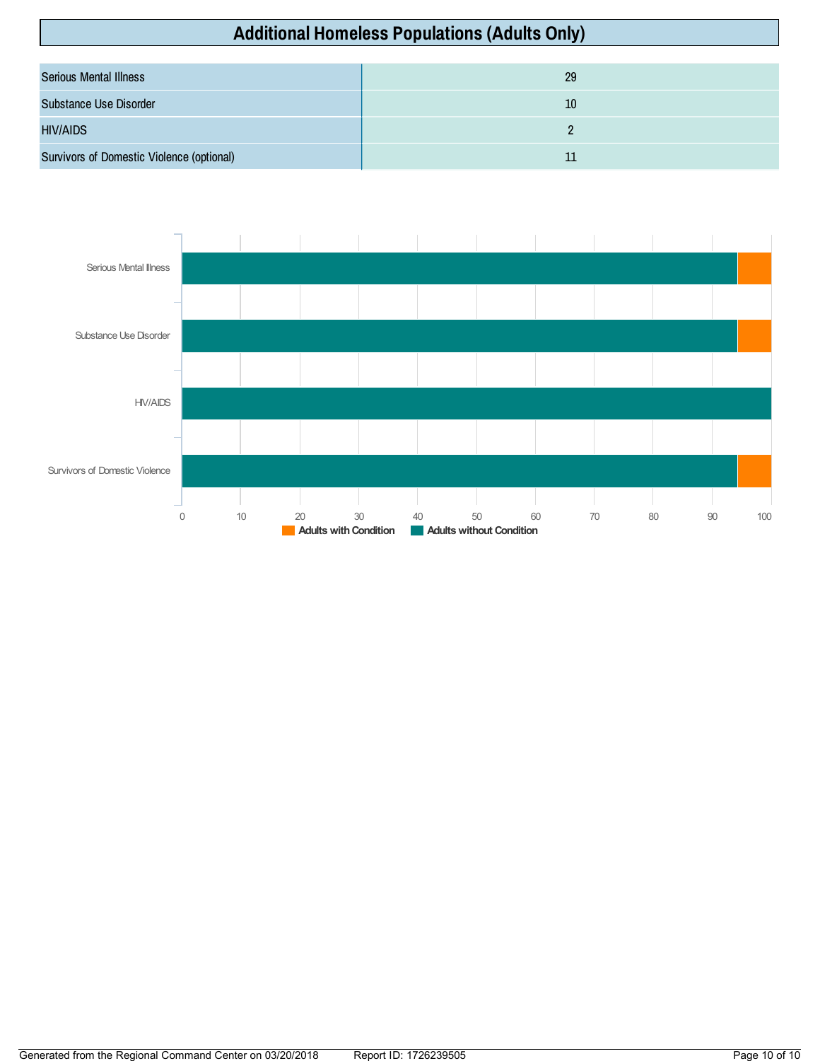# Additional Homeless Populations (Adults Only)

| | |
|---|---|
| Serious Mental Illness | 29 |
| Substance Use Disorder | 10 |
| HIV/AIDS | 2 |
| Survivors of Domestic Violence (optional) | 11 |

Serious Mental Illness
Substance Use Disorder
HIV/AIDS
Survivors of Domestic Violence

0 10 20 30 40 50 60 70 80 90 100

Adults with Condition
Adults without Condition